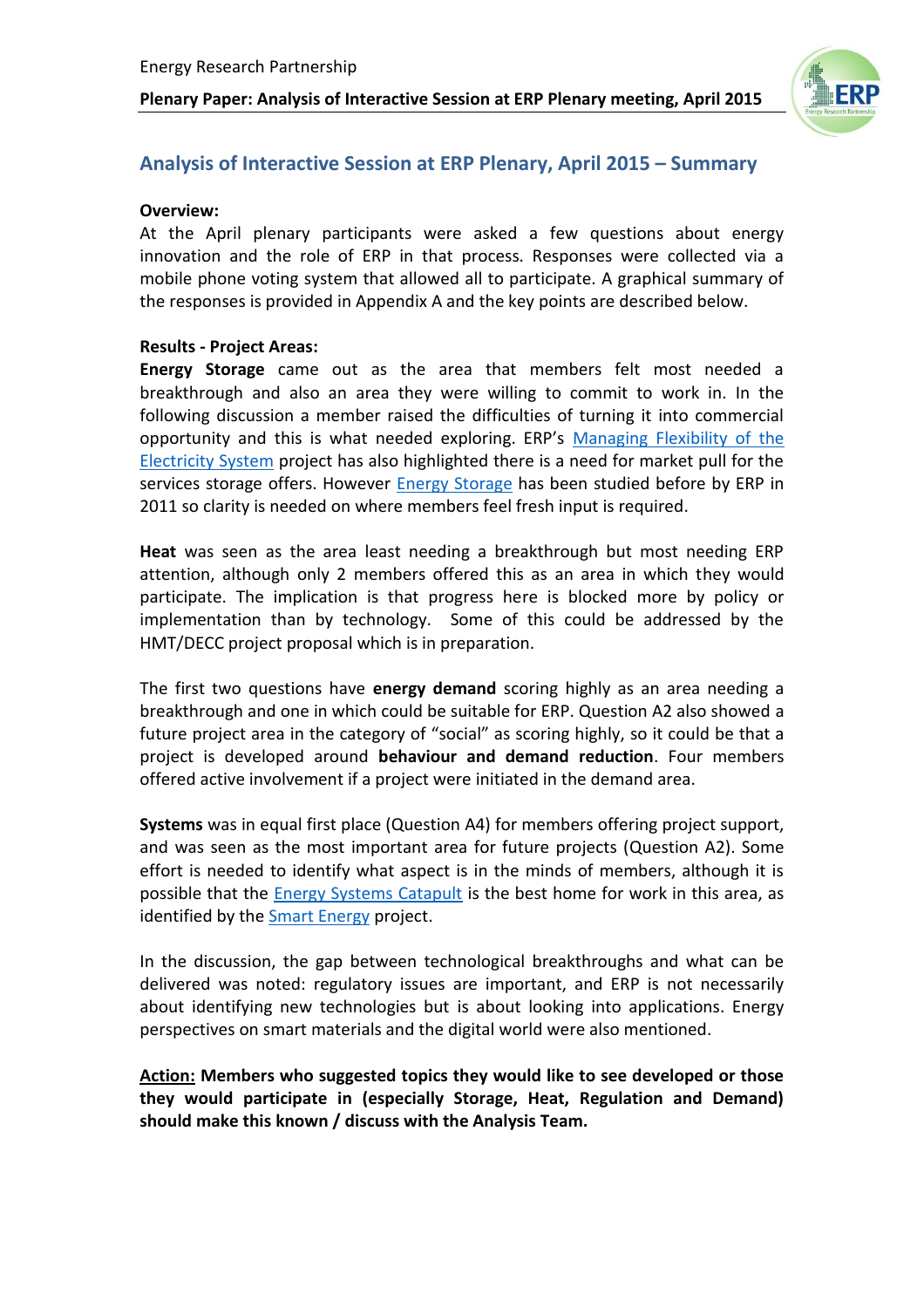## Analysis of Interactive Session at ERP Plenary, April 2015 – Summary

**Overview:**

At the April plenary participants were asked a few questions about energy innovation and the role of ERP in that process. Responses were collected via a mobile phone voting system that allowed all to participate. A graphical summary of the responses is provided in Appendix A and the key points are described below.

**Results - Project Areas:**

**Energy Storage** came out as the area that members felt most needed a breakthrough and also an area they were willing to commit to work in. In the following discussion a member raised the difficulties of turning it into commercial opportunity and this is what needed exploring. ERP's Managing Flexibility of the Electricity System project has also highlighted there is a need for market pull for the services storage offers. However Energy Storage has been studied before by ERP in 2011 so clarity is needed on where members feel fresh input is required.

**Heat** was seen as the area least needing a breakthrough but most needing ERP attention, although only 2 members offered this as an area in which they would participate. The implication is that progress here is blocked more by policy or implementation than by technology. Some of this could be addressed by the HMT/DECC project proposal which is in preparation.

The first two questions have **energy demand** scoring highly as an area needing a breakthrough and one in which could be suitable for ERP. Question A2 also showed a future project area in the category of "social" as scoring highly, so it could be that a project is developed around **behaviour and demand reduction**. Four members offered active involvement if a project were initiated in the demand area.

**Systems** was in equal first place (Question A4) for members offering project support, and was seen as the most important area for future projects (Question A2). Some effort is needed to identify what aspect is in the minds of members, although it is possible that the Energy Systems Catapult is the best home for work in this area, as identified by the Smart Energy project.

In the discussion, the gap between technological breakthroughs and what can be delivered was noted: regulatory issues are important, and ERP is not necessarily about identifying new technologies but is about looking into applications. Energy perspectives on smart materials and the digital world were also mentioned.

**<u>Action:</u> Members who suggested topics they would like to see developed or those they would participate in (especially Storage, Heat, Regulation and Demand) should make this known / discuss with the Analysis Team.**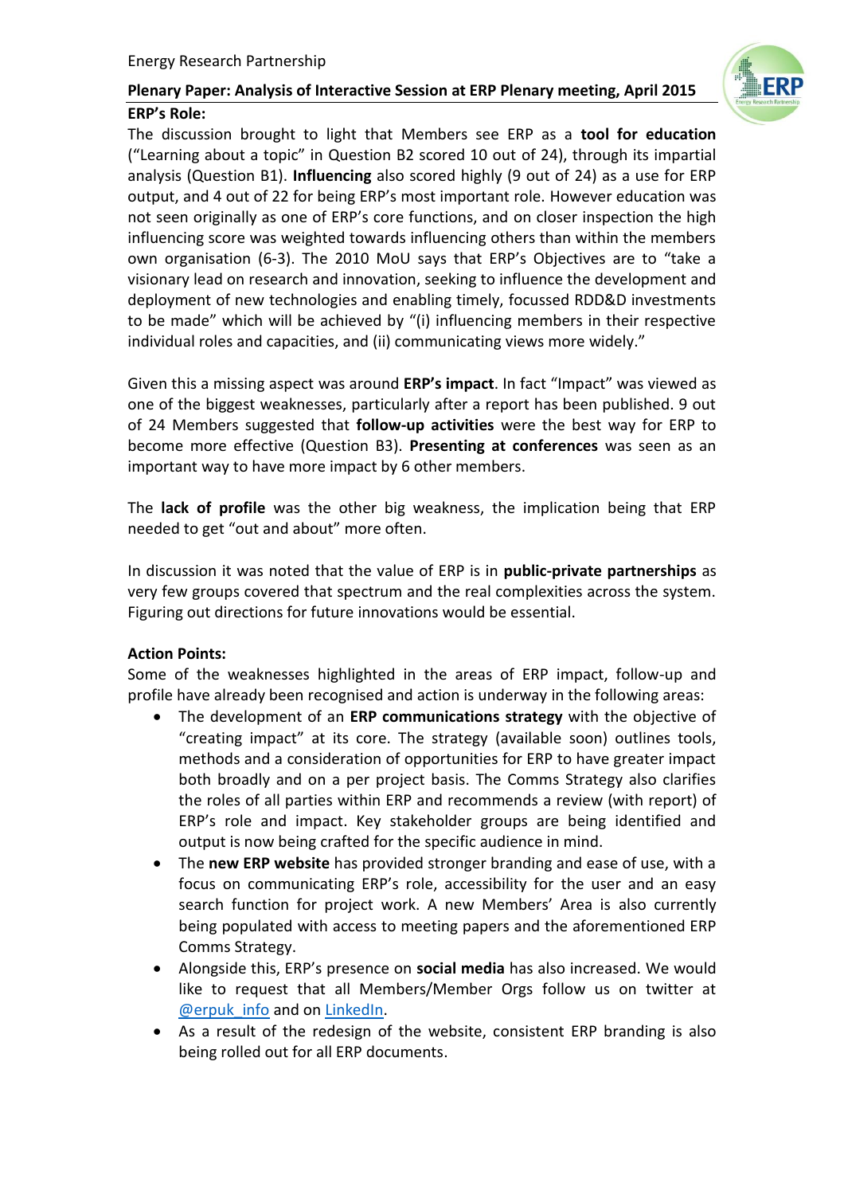**ERP's Role:**

The discussion brought to light that Members see ERP as a **tool for education** ("Learning about a topic" in Question B2 scored 10 out of 24), through its impartial analysis (Question B1). **Influencing** also scored highly (9 out of 24) as a use for ERP output, and 4 out of 22 for being ERP's most important role. However education was not seen originally as one of ERP's core functions, and on closer inspection the high influencing score was weighted towards influencing others than within the members own organisation (6-3). The 2010 MoU says that ERP's Objectives are to "take a visionary lead on research and innovation, seeking to influence the development and deployment of new technologies and enabling timely, focussed RDD&D investments to be made" which will be achieved by "(i) influencing members in their respective individual roles and capacities, and (ii) communicating views more widely."

Given this a missing aspect was around **ERP's impact**. In fact "Impact" was viewed as one of the biggest weaknesses, particularly after a report has been published. 9 out of 24 Members suggested that **follow-up activities** were the best way for ERP to become more effective (Question B3). **Presenting at conferences** was seen as an important way to have more impact by 6 other members.

The **lack of profile** was the other big weakness, the implication being that ERP needed to get "out and about" more often.

In discussion it was noted that the value of ERP is in **public-private partnerships** as very few groups covered that spectrum and the real complexities across the system. Figuring out directions for future innovations would be essential.

**Action Points:**

Some of the weaknesses highlighted in the areas of ERP impact, follow-up and profile have already been recognised and action is underway in the following areas:

- The development of an **ERP communications strategy** with the objective of "creating impact" at its core. The strategy (available soon) outlines tools, methods and a consideration of opportunities for ERP to have greater impact both broadly and on a per project basis. The Comms Strategy also clarifies the roles of all parties within ERP and recommends a review (with report) of ERP's role and impact. Key stakeholder groups are being identified and output is now being crafted for the specific audience in mind.
- The **new ERP website** has provided stronger branding and ease of use, with a focus on communicating ERP's role, accessibility for the user and an easy search function for project work. A new Members' Area is also currently being populated with access to meeting papers and the aforementioned ERP Comms Strategy.
- Alongside this, ERP's presence on **social media** has also increased. We would like to request that all Members/Member Orgs follow us on twitter at @erpuk_info and on LinkedIn.
- As a result of the redesign of the website, consistent ERP branding is also being rolled out for all ERP documents.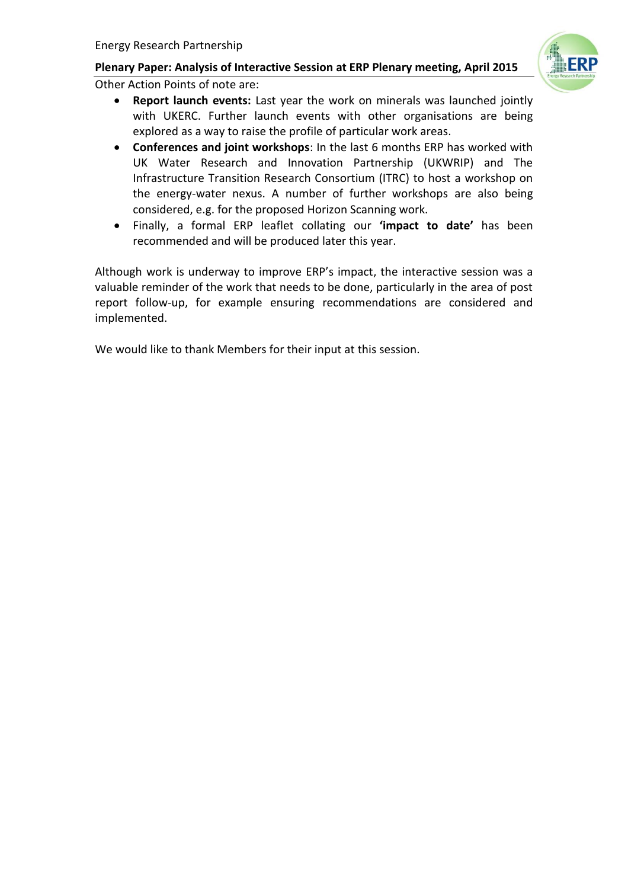Other Action Points of note are:

- **Report launch events:** Last year the work on minerals was launched jointly with UKERC. Further launch events with other organisations are being explored as a way to raise the profile of particular work areas.
- **Conferences and joint workshops**: In the last 6 months ERP has worked with UK Water Research and Innovation Partnership (UKWRIP) and The Infrastructure Transition Research Consortium (ITRC) to host a workshop on the energy-water nexus. A number of further workshops are also being considered, e.g. for the proposed Horizon Scanning work.
- Finally, a formal ERP leaflet collating our **'impact to date'** has been recommended and will be produced later this year.

Although work is underway to improve ERP's impact, the interactive session was a valuable reminder of the work that needs to be done, particularly in the area of post report follow-up, for example ensuring recommendations are considered and implemented.

We would like to thank Members for their input at this session.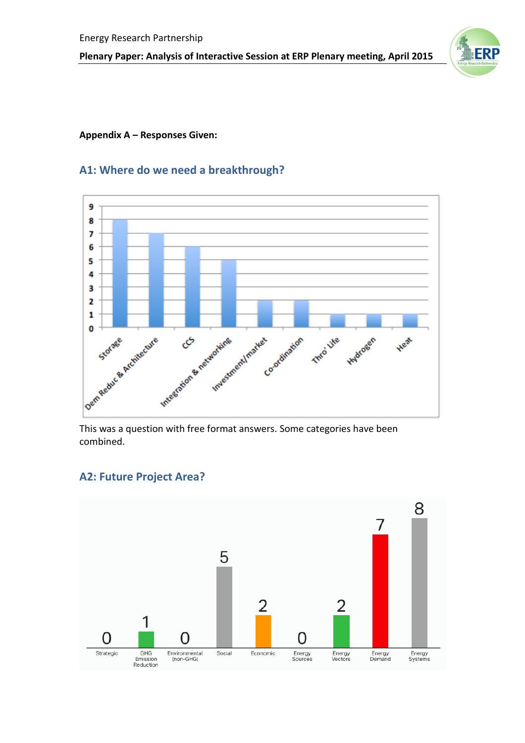**Appendix A – Responses Given:**

## A1: Where do we need a breakthrough?

| Category | Responses |
|---|---|
| Storage | 8 |
| Dem Reduc & Architecture | 7 |
| CCS | 6 |
| Integration & networking | 5 |
| Investment/market | 2 |
| Co-ordination | 2 |
| Thro' Life | 1 |
| Hydrogen | 1 |
| Heat | 1 |

This was a question with free format answers. Some categories have been combined.

## A2: Future Project Area?

| Category | Responses |
|---|---|
| Strategic | 0 |
| GHG Emission Reduction | 1 |
| Environmental (non-GHG) | 0 |
| Social | 5 |
| Economic | 2 |
| Energy Sources | 0 |
| Energy Vectors | 2 |
| Energy Demand | 7 |
| Energy Systems | 8 |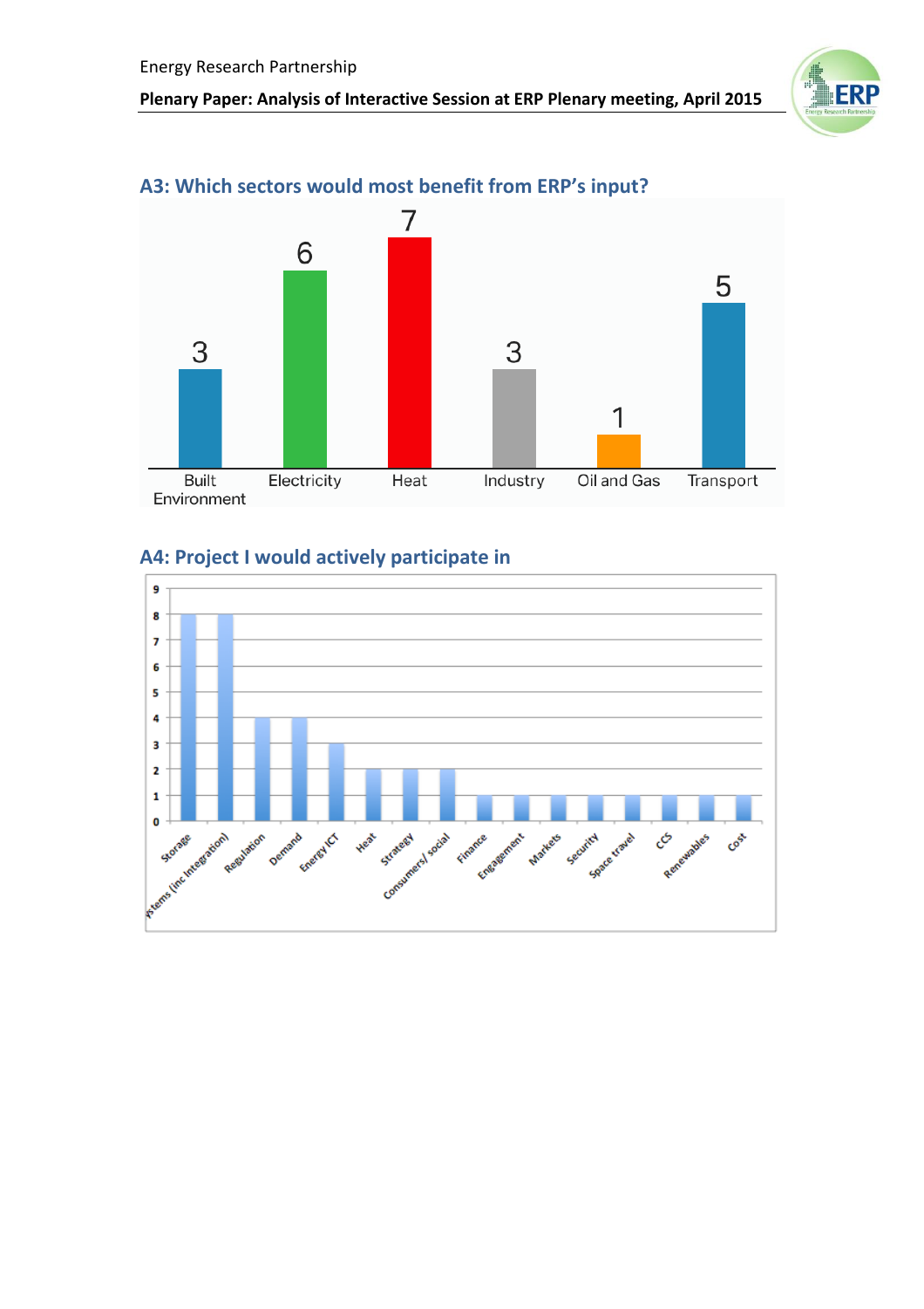## A3: Which sectors would most benefit from ERP's input?

| Sector | Votes |
|---|---|
| Built Environment | 3 |
| Electricity | 6 |
| Heat | 7 |
| Industry | 3 |
| Oil and Gas | 1 |
| Transport | 5 |

## A4: Project I would actively participate in

| Project | Votes |
|---|---|
| Storage | 8 |
| ...stems (inc Integration) | 8 |
| Regulation | 4 |
| Demand | 4 |
| Energy ICT | 3 |
| Heat | 2 |
| Strategy | 2 |
| Consumers/ social | 2 |
| Finance | 1 |
| Engagement | 1 |
| Markets | 1 |
| Security | 1 |
| Space travel | 1 |
| CCS | 1 |
| Renewables | 1 |
| Cost | 1 |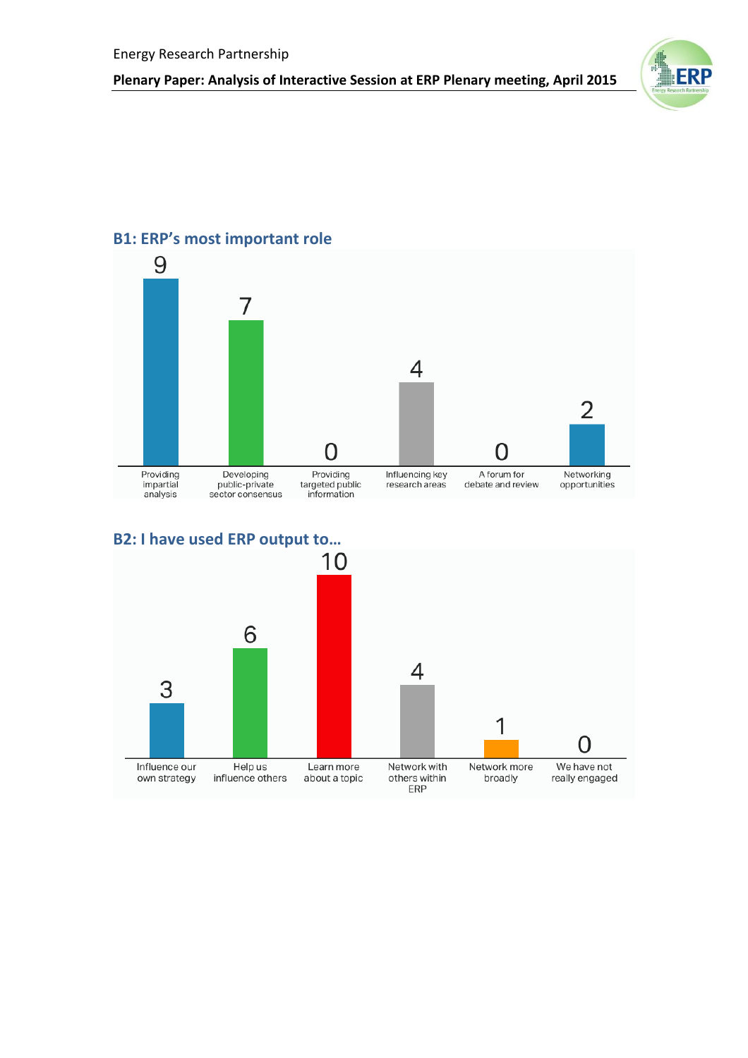## B1: ERP's most important role

| Response | Count |
|---|---|
| Providing impartial analysis | 9 |
| Developing public-private sector consensus | 7 |
| Providing targeted public information | 0 |
| Influencing key research areas | 4 |
| A forum for debate and review | 0 |
| Networking opportunities | 2 |

## B2: I have used ERP output to…

| Response | Count |
|---|---|
| Influence our own strategy | 3 |
| Help us influence others | 6 |
| Learn more about a topic | 10 |
| Network with others within ERP | 4 |
| Network more broadly | 1 |
| We have not really engaged | 0 |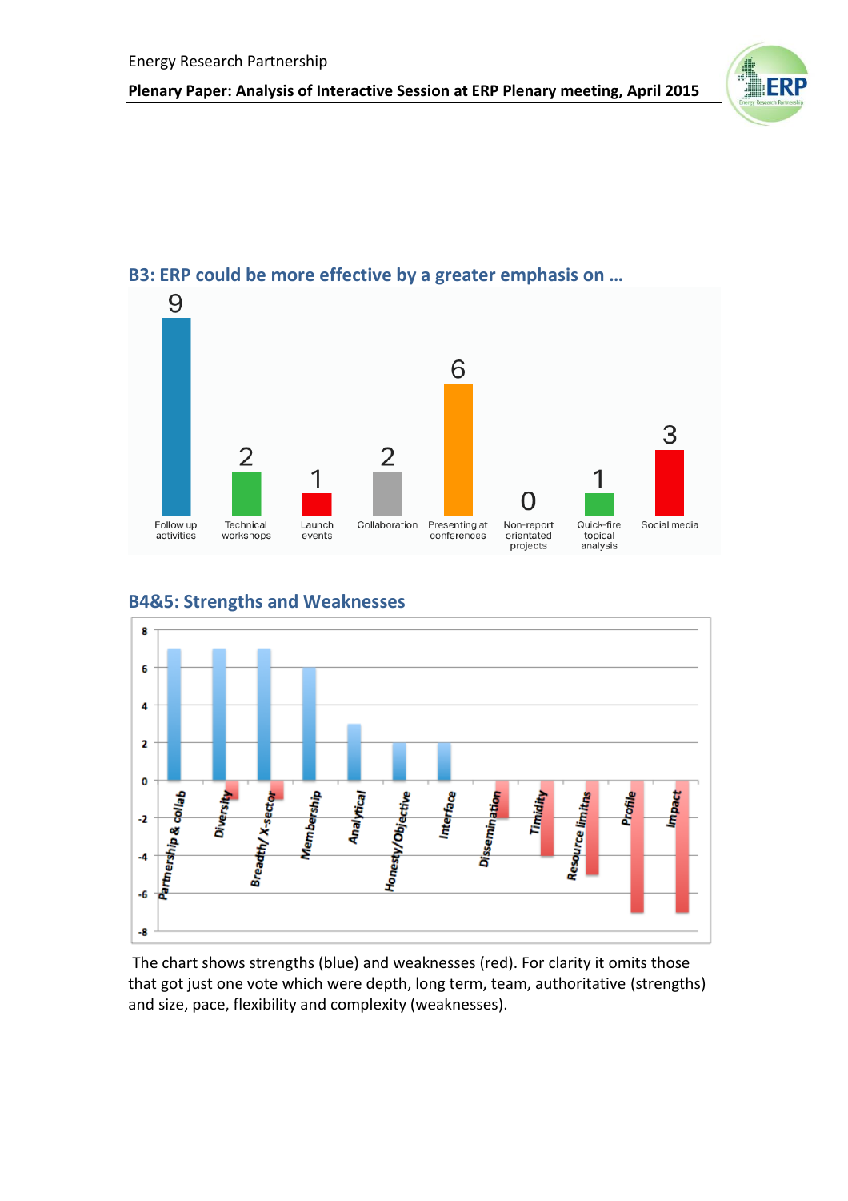### B3: ERP could be more effective by a greater emphasis on …

9
2
1
2
6
0
1
3

Follow up activities
Technical workshops
Launch events
Collaboration
Presenting at conferences
Non-report orientated projects
Quick-fire topical analysis
Social media

### B4&5: Strengths and Weaknesses

8
6
4
2
0
-2
-4
-6
-8

Partnership & collab
Diversity
Breadth/ X-sector
Membership
Analytical
Honesty/Objective
Interface
Dissemination
Timidity
Resource limitns
Profile
Impact

The chart shows strengths (blue) and weaknesses (red). For clarity it omits those that got just one vote which were depth, long term, team, authoritative (strengths) and size, pace, flexibility and complexity (weaknesses).